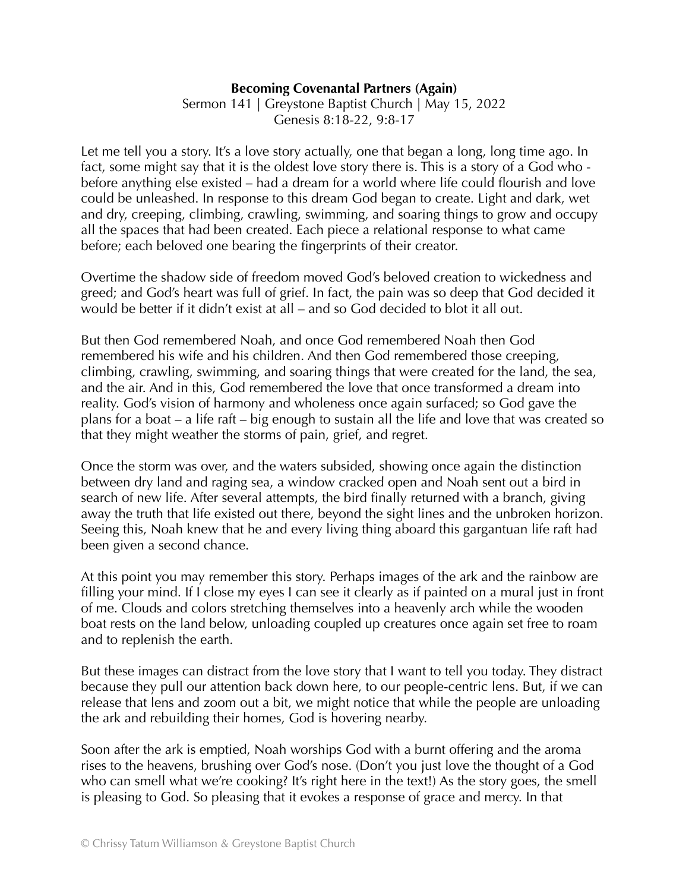**Becoming Covenantal Partners (Again)**

Sermon 141 | Greystone Baptist Church | May 15, 2022

Genesis 8:18-22, 9:8-17

Let me tell you a story. It's a love story actually, one that began a long, long time ago. In fact, some might say that it is the oldest love story there is. This is a story of a God who - before anything else existed – had a dream for a world where life could flourish and love could be unleashed. In response to this dream God began to create. Light and dark, wet and dry, creeping, climbing, crawling, swimming, and soaring things to grow and occupy all the spaces that had been created. Each piece a relational response to what came before; each beloved one bearing the fingerprints of their creator.

Overtime the shadow side of freedom moved God's beloved creation to wickedness and greed; and God's heart was full of grief. In fact, the pain was so deep that God decided it would be better if it didn't exist at all – and so God decided to blot it all out.

But then God remembered Noah, and once God remembered Noah then God remembered his wife and his children. And then God remembered those creeping, climbing, crawling, swimming, and soaring things that were created for the land, the sea, and the air. And in this, God remembered the love that once transformed a dream into reality. God's vision of harmony and wholeness once again surfaced; so God gave the plans for a boat – a life raft – big enough to sustain all the life and love that was created so that they might weather the storms of pain, grief, and regret.

Once the storm was over, and the waters subsided, showing once again the distinction between dry land and raging sea, a window cracked open and Noah sent out a bird in search of new life. After several attempts, the bird finally returned with a branch, giving away the truth that life existed out there, beyond the sight lines and the unbroken horizon. Seeing this, Noah knew that he and every living thing aboard this gargantuan life raft had been given a second chance.

At this point you may remember this story. Perhaps images of the ark and the rainbow are filling your mind. If I close my eyes I can see it clearly as if painted on a mural just in front of me. Clouds and colors stretching themselves into a heavenly arch while the wooden boat rests on the land below, unloading coupled up creatures once again set free to roam and to replenish the earth.

But these images can distract from the love story that I want to tell you today. They distract because they pull our attention back down here, to our people-centric lens. But, if we can release that lens and zoom out a bit, we might notice that while the people are unloading the ark and rebuilding their homes, God is hovering nearby.

Soon after the ark is emptied, Noah worships God with a burnt offering and the aroma rises to the heavens, brushing over God's nose. (Don't you just love the thought of a God who can smell what we're cooking? It's right here in the text!) As the story goes, the smell is pleasing to God. So pleasing that it evokes a response of grace and mercy. In that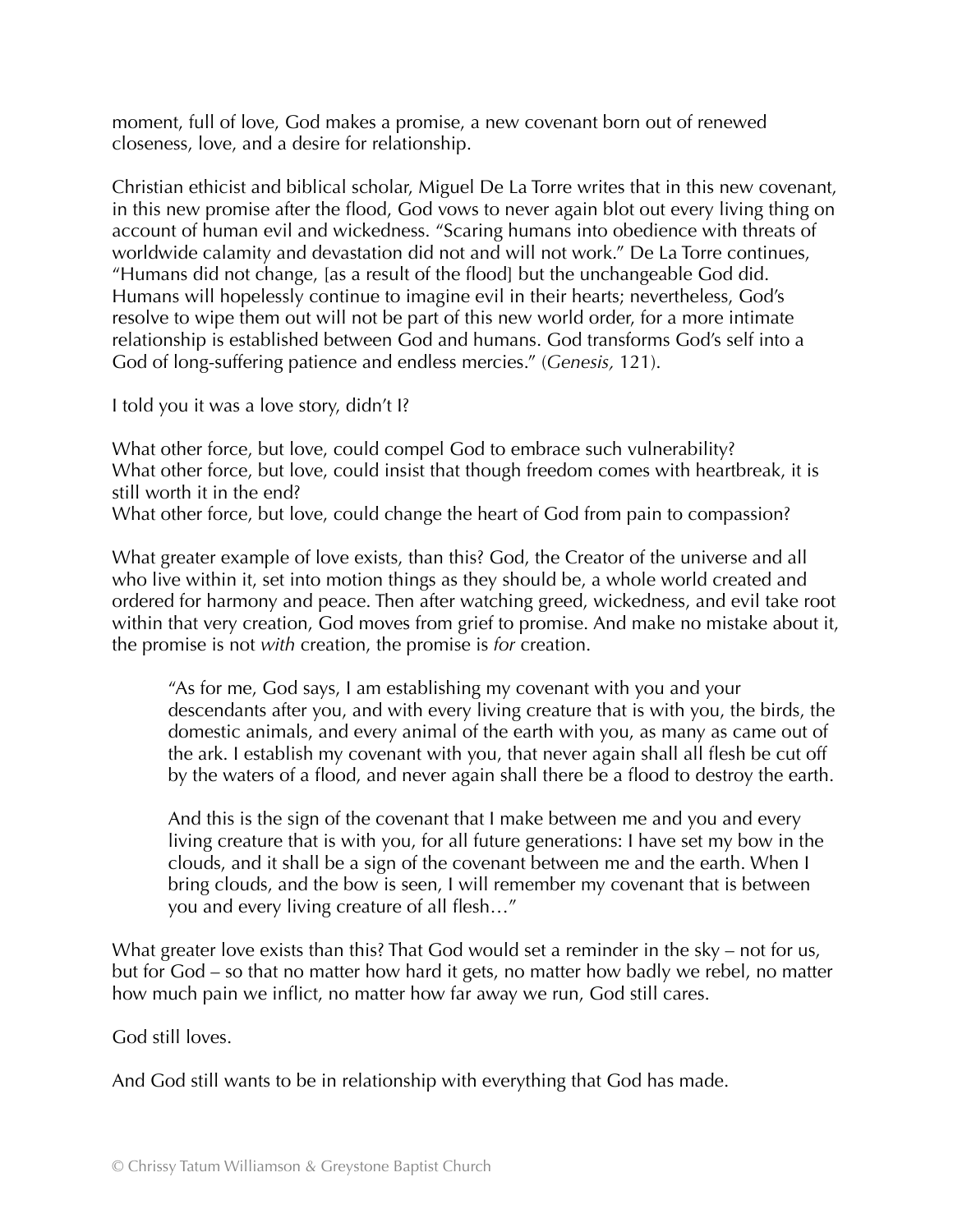moment, full of love, God makes a promise, a new covenant born out of renewed closeness, love, and a desire for relationship.

Christian ethicist and biblical scholar, Miguel De La Torre writes that in this new covenant, in this new promise after the flood, God vows to never again blot out every living thing on account of human evil and wickedness. "Scaring humans into obedience with threats of worldwide calamity and devastation did not and will not work." De La Torre continues, "Humans did not change, [as a result of the flood] but the unchangeable God did. Humans will hopelessly continue to imagine evil in their hearts; nevertheless, God's resolve to wipe them out will not be part of this new world order, for a more intimate relationship is established between God and humans. God transforms God's self into a God of long-suffering patience and endless mercies." (*Genesis,* 121).

I told you it was a love story, didn't I?

What other force, but love, could compel God to embrace such vulnerability?
What other force, but love, could insist that though freedom comes with heartbreak, it is still worth it in the end?
What other force, but love, could change the heart of God from pain to compassion?

What greater example of love exists, than this? God, the Creator of the universe and all who live within it, set into motion things as they should be, a whole world created and ordered for harmony and peace. Then after watching greed, wickedness, and evil take root within that very creation, God moves from grief to promise. And make no mistake about it, the promise is not *with* creation, the promise is *for* creation.

> "As for me, God says, I am establishing my covenant with you and your descendants after you, and with every living creature that is with you, the birds, the domestic animals, and every animal of the earth with you, as many as came out of the ark. I establish my covenant with you, that never again shall all flesh be cut off by the waters of a flood, and never again shall there be a flood to destroy the earth.
>
> And this is the sign of the covenant that I make between me and you and every living creature that is with you, for all future generations: I have set my bow in the clouds, and it shall be a sign of the covenant between me and the earth. When I bring clouds, and the bow is seen, I will remember my covenant that is between you and every living creature of all flesh…"

What greater love exists than this? That God would set a reminder in the sky – not for us, but for God – so that no matter how hard it gets, no matter how badly we rebel, no matter how much pain we inflict, no matter how far away we run, God still cares.

God still loves.

And God still wants to be in relationship with everything that God has made.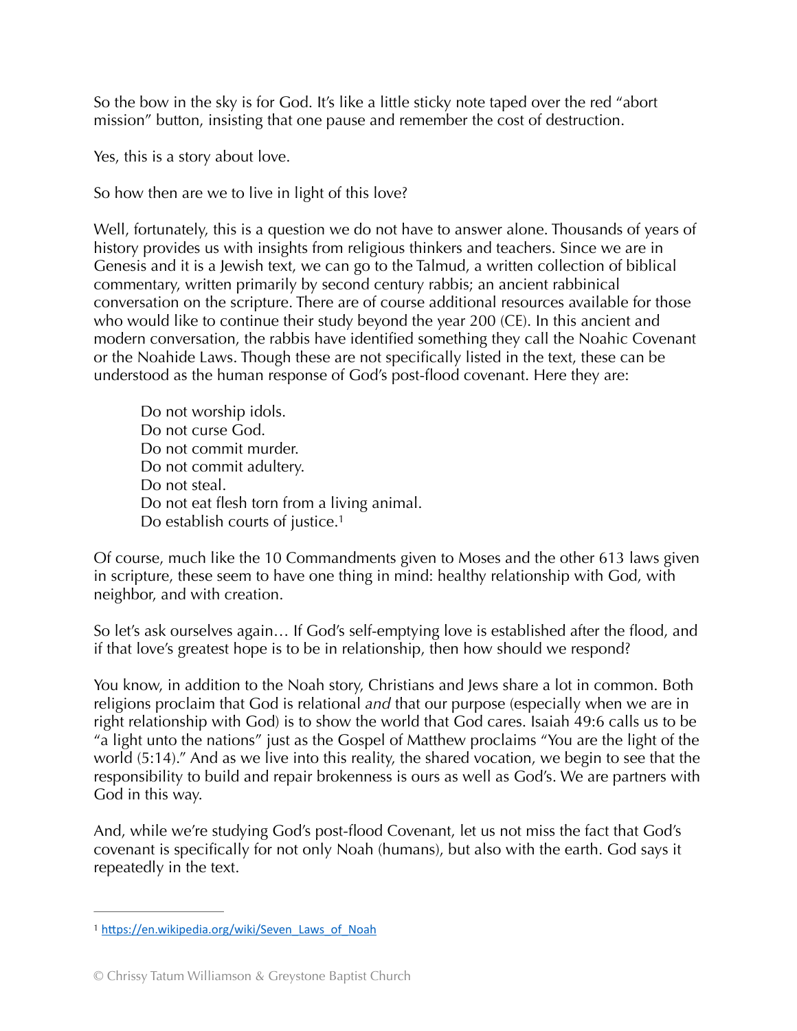So the bow in the sky is for God. It's like a little sticky note taped over the red "abort mission" button, insisting that one pause and remember the cost of destruction.

Yes, this is a story about love.

So how then are we to live in light of this love?

Well, fortunately, this is a question we do not have to answer alone. Thousands of years of history provides us with insights from religious thinkers and teachers. Since we are in Genesis and it is a Jewish text, we can go to the Talmud, a written collection of biblical commentary, written primarily by second century rabbis; an ancient rabbinical conversation on the scripture. There are of course additional resources available for those who would like to continue their study beyond the year 200 (CE). In this ancient and modern conversation, the rabbis have identified something they call the Noahic Covenant or the Noahide Laws. Though these are not specifically listed in the text, these can be understood as the human response of God's post-flood covenant. Here they are:

> Do not worship idols.
> Do not curse God.
> Do not commit murder.
> Do not commit adultery.
> Do not steal.
> Do not eat flesh torn from a living animal.
> Do establish courts of justice.[1]

Of course, much like the 10 Commandments given to Moses and the other 613 laws given in scripture, these seem to have one thing in mind: healthy relationship with God, with neighbor, and with creation.

So let's ask ourselves again… If God's self-emptying love is established after the flood, and if that love's greatest hope is to be in relationship, then how should we respond?

You know, in addition to the Noah story, Christians and Jews share a lot in common. Both religions proclaim that God is relational *and* that our purpose (especially when we are in right relationship with God) is to show the world that God cares. Isaiah 49:6 calls us to be "a light unto the nations" just as the Gospel of Matthew proclaims "You are the light of the world (5:14)." And as we live into this reality, the shared vocation, we begin to see that the responsibility to build and repair brokenness is ours as well as God's. We are partners with God in this way.

And, while we're studying God's post-flood Covenant, let us not miss the fact that God's covenant is specifically for not only Noah (humans), but also with the earth. God says it repeatedly in the text.

---

[1] https://en.wikipedia.org/wiki/Seven_Laws_of_Noah

© Chrissy Tatum Williamson & Greystone Baptist Church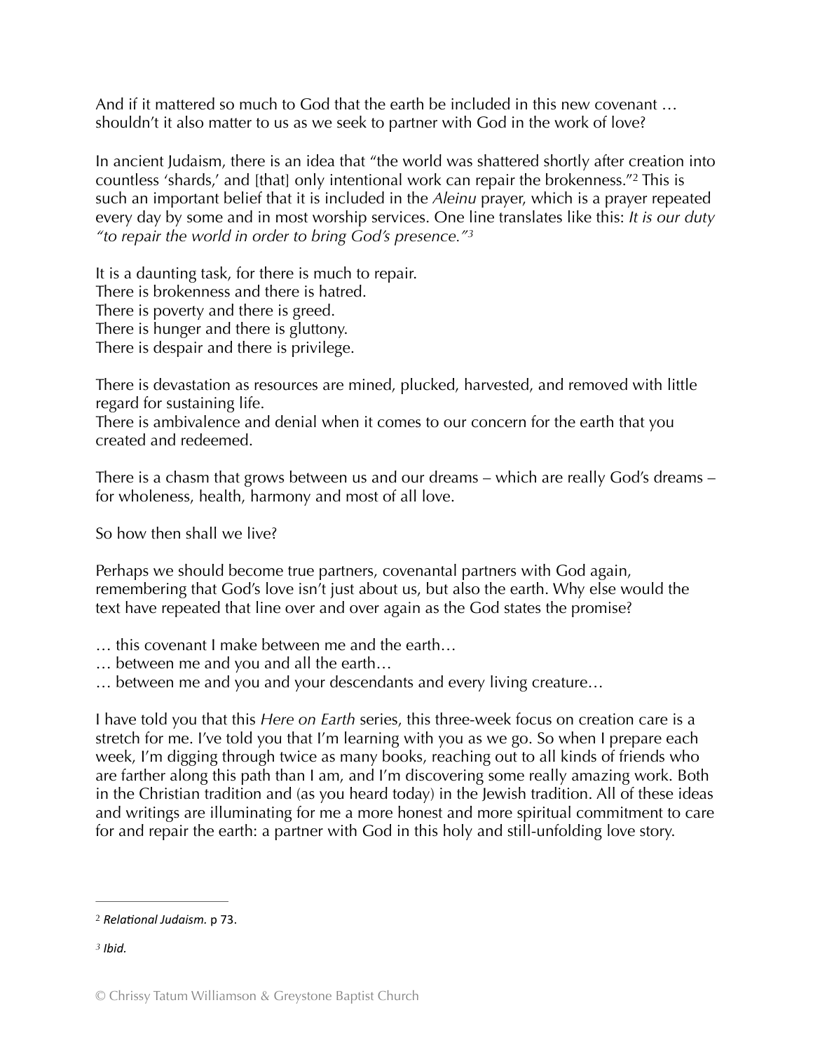And if it mattered so much to God that the earth be included in this new covenant … shouldn't it also matter to us as we seek to partner with God in the work of love?

In ancient Judaism, there is an idea that "the world was shattered shortly after creation into countless 'shards,' and [that] only intentional work can repair the brokenness."[2] This is such an important belief that it is included in the *Aleinu* prayer, which is a prayer repeated every day by some and in most worship services. One line translates like this: *It is our duty "to repair the world in order to bring God's presence."*[3]

It is a daunting task, for there is much to repair.
There is brokenness and there is hatred.
There is poverty and there is greed.
There is hunger and there is gluttony.
There is despair and there is privilege.

There is devastation as resources are mined, plucked, harvested, and removed with little regard for sustaining life.
There is ambivalence and denial when it comes to our concern for the earth that you created and redeemed.

There is a chasm that grows between us and our dreams – which are really God's dreams – for wholeness, health, harmony and most of all love.

So how then shall we live?

Perhaps we should become true partners, covenantal partners with God again, remembering that God's love isn't just about us, but also the earth. Why else would the text have repeated that line over and over again as the God states the promise?

… this covenant I make between me and the earth…
… between me and you and all the earth…
… between me and you and your descendants and every living creature…

I have told you that this *Here on Earth* series, this three-week focus on creation care is a stretch for me. I've told you that I'm learning with you as we go. So when I prepare each week, I'm digging through twice as many books, reaching out to all kinds of friends who are farther along this path than I am, and I'm discovering some really amazing work. Both in the Christian tradition and (as you heard today) in the Jewish tradition. All of these ideas and writings are illuminating for me a more honest and more spiritual commitment to care for and repair the earth: a partner with God in this holy and still-unfolding love story.

---

[2] *Relational Judaism.* p 73.

[3] *Ibid.*

© Chrissy Tatum Williamson & Greystone Baptist Church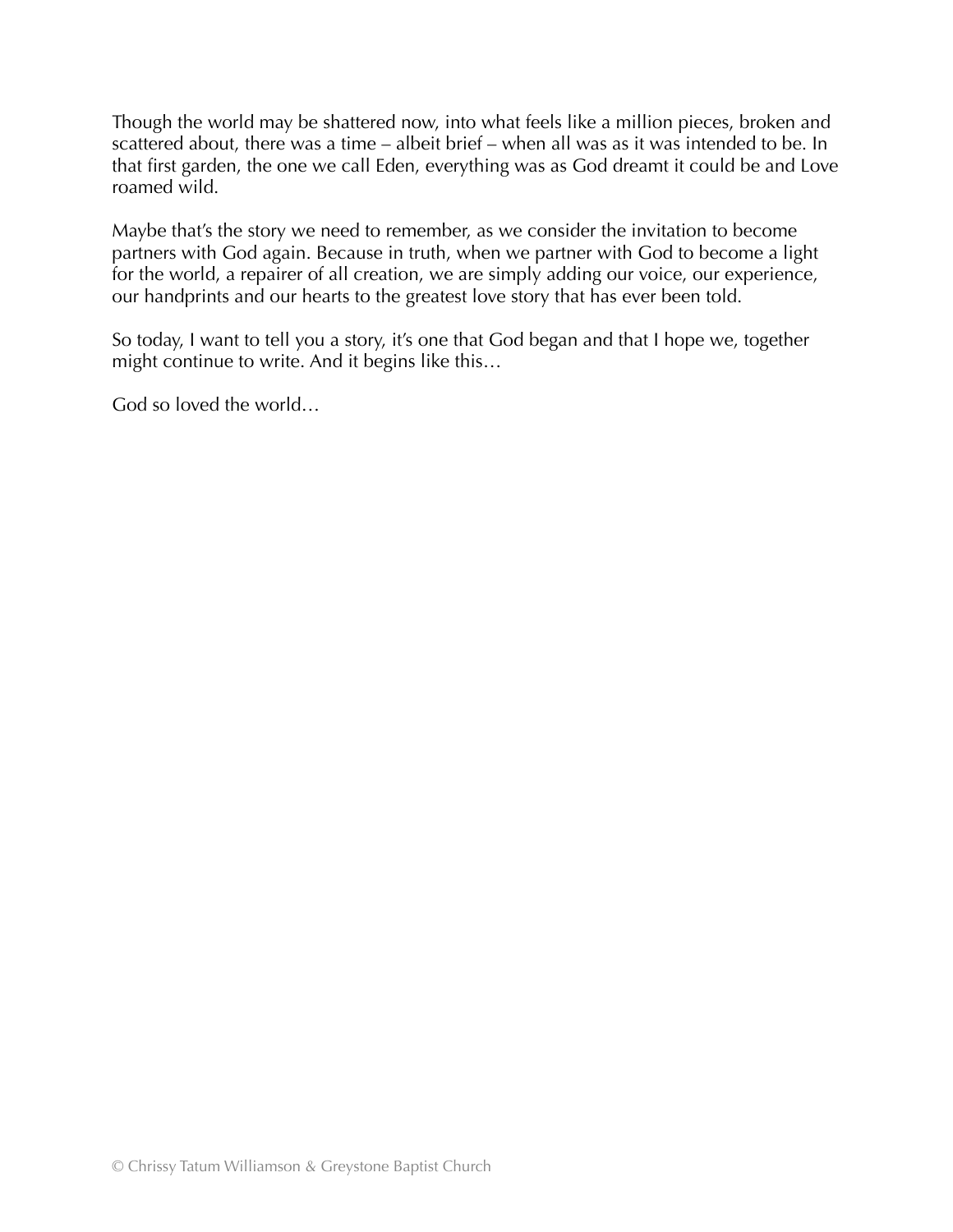Though the world may be shattered now, into what feels like a million pieces, broken and scattered about, there was a time – albeit brief – when all was as it was intended to be. In that first garden, the one we call Eden, everything was as God dreamt it could be and Love roamed wild.

Maybe that's the story we need to remember, as we consider the invitation to become partners with God again. Because in truth, when we partner with God to become a light for the world, a repairer of all creation, we are simply adding our voice, our experience, our handprints and our hearts to the greatest love story that has ever been told.

So today, I want to tell you a story, it's one that God began and that I hope we, together might continue to write. And it begins like this…

God so loved the world…